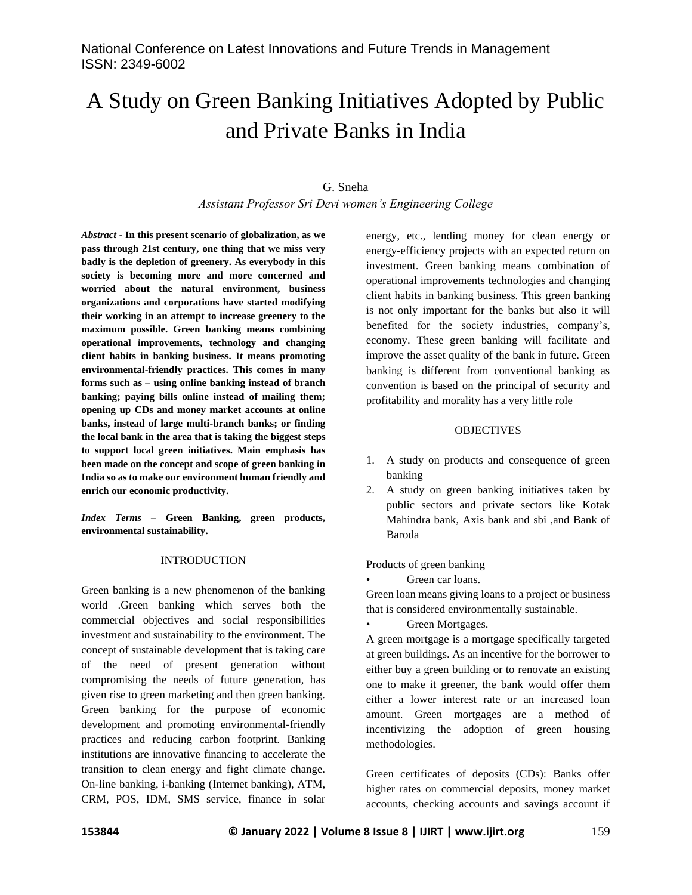# A Study on Green Banking Initiatives Adopted by Public and Private Banks in India

G. Sneha

*Assistant Professor Sri Devi women's Engineering College*

***Abstract* - In this present scenario of globalization, as we pass through 21st century, one thing that we miss very badly is the depletion of greenery. As everybody in this society is becoming more and more concerned and worried about the natural environment, business organizations and corporations have started modifying their working in an attempt to increase greenery to the maximum possible. Green banking means combining operational improvements, technology and changing client habits in banking business. It means promoting environmental-friendly practices. This comes in many forms such as – using online banking instead of branch banking; paying bills online instead of mailing them; opening up CDs and money market accounts at online banks, instead of large multi-branch banks; or finding the local bank in the area that is taking the biggest steps to support local green initiatives. Main emphasis has been made on the concept and scope of green banking in India so as to make our environment human friendly and enrich our economic productivity.**

***Index Terms* – Green Banking, green products, environmental sustainability.**

## INTRODUCTION

Green banking is a new phenomenon of the banking world .Green banking which serves both the commercial objectives and social responsibilities investment and sustainability to the environment. The concept of sustainable development that is taking care of the need of present generation without compromising the needs of future generation, has given rise to green marketing and then green banking. Green banking for the purpose of economic development and promoting environmental-friendly practices and reducing carbon footprint. Banking institutions are innovative financing to accelerate the transition to clean energy and fight climate change. On-line banking, i-banking (Internet banking), ATM, CRM, POS, IDM, SMS service, finance in solar energy, etc., lending money for clean energy or energy-efficiency projects with an expected return on investment. Green banking means combination of operational improvements technologies and changing client habits in banking business. This green banking is not only important for the banks but also it will benefited for the society industries, company's, economy. These green banking will facilitate and improve the asset quality of the bank in future. Green banking is different from conventional banking as convention is based on the principal of security and profitability and morality has a very little role

## OBJECTIVES

1. A study on products and consequence of green banking
2. A study on green banking initiatives taken by public sectors and private sectors like Kotak Mahindra bank, Axis bank and sbi ,and Bank of Baroda

Products of green banking

- Green car loans.

Green loan means giving loans to a project or business that is considered environmentally sustainable.

- Green Mortgages.

A green mortgage is a mortgage specifically targeted at green buildings. As an incentive for the borrower to either buy a green building or to renovate an existing one to make it greener, the bank would offer them either a lower interest rate or an increased loan amount. Green mortgages are a method of incentivizing the adoption of green housing methodologies.

Green certificates of deposits (CDs): Banks offer higher rates on commercial deposits, money market accounts, checking accounts and savings account if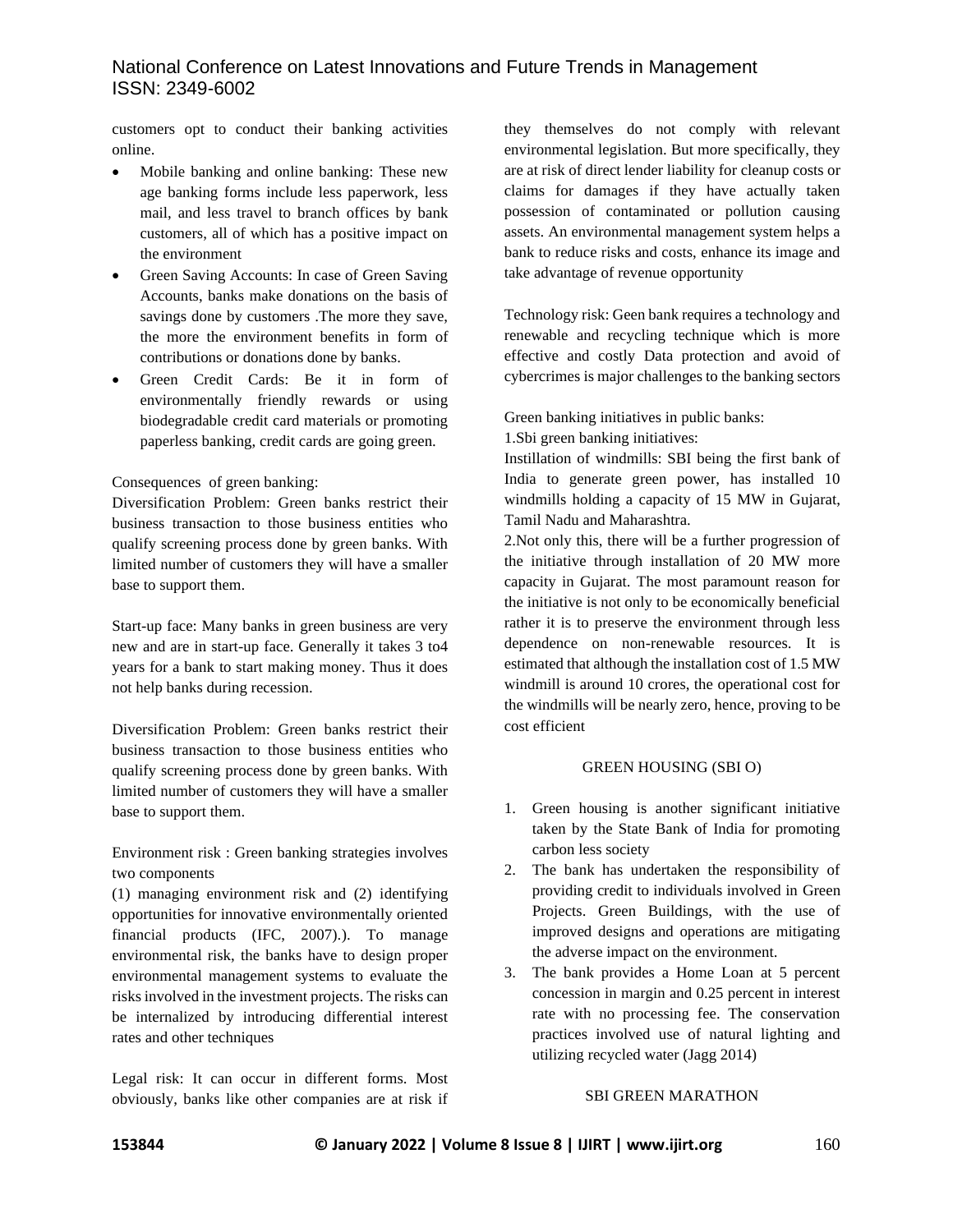customers opt to conduct their banking activities online.

- Mobile banking and online banking: These new age banking forms include less paperwork, less mail, and less travel to branch offices by bank customers, all of which has a positive impact on the environment
- Green Saving Accounts: In case of Green Saving Accounts, banks make donations on the basis of savings done by customers .The more they save, the more the environment benefits in form of contributions or donations done by banks.
- Green Credit Cards: Be it in form of environmentally friendly rewards or using biodegradable credit card materials or promoting paperless banking, credit cards are going green.

Consequences of green banking:

Diversification Problem: Green banks restrict their business transaction to those business entities who qualify screening process done by green banks. With limited number of customers they will have a smaller base to support them.

Start-up face: Many banks in green business are very new and are in start-up face. Generally it takes 3 to4 years for a bank to start making money. Thus it does not help banks during recession.

Diversification Problem: Green banks restrict their business transaction to those business entities who qualify screening process done by green banks. With limited number of customers they will have a smaller base to support them.

Environment risk : Green banking strategies involves two components

(1) managing environment risk and (2) identifying opportunities for innovative environmentally oriented financial products (IFC, 2007).). To manage environmental risk, the banks have to design proper environmental management systems to evaluate the risks involved in the investment projects. The risks can be internalized by introducing differential interest rates and other techniques

Legal risk: It can occur in different forms. Most obviously, banks like other companies are at risk if they themselves do not comply with relevant environmental legislation. But more specifically, they are at risk of direct lender liability for cleanup costs or claims for damages if they have actually taken possession of contaminated or pollution causing assets. An environmental management system helps a bank to reduce risks and costs, enhance its image and take advantage of revenue opportunity

Technology risk: Geen bank requires a technology and renewable and recycling technique which is more effective and costly Data protection and avoid of cybercrimes is major challenges to the banking sectors

Green banking initiatives in public banks:

1.Sbi green banking initiatives:

Instillation of windmills: SBI being the first bank of India to generate green power, has installed 10 windmills holding a capacity of 15 MW in Gujarat, Tamil Nadu and Maharashtra.

2.Not only this, there will be a further progression of the initiative through installation of 20 MW more capacity in Gujarat. The most paramount reason for the initiative is not only to be economically beneficial rather it is to preserve the environment through less dependence on non-renewable resources. It is estimated that although the installation cost of 1.5 MW windmill is around 10 crores, the operational cost for the windmills will be nearly zero, hence, proving to be cost efficient

GREEN HOUSING (SBI O)

1. Green housing is another significant initiative taken by the State Bank of India for promoting carbon less society
2. The bank has undertaken the responsibility of providing credit to individuals involved in Green Projects. Green Buildings, with the use of improved designs and operations are mitigating the adverse impact on the environment.
3. The bank provides a Home Loan at 5 percent concession in margin and 0.25 percent in interest rate with no processing fee. The conservation practices involved use of natural lighting and utilizing recycled water (Jagg 2014)

SBI GREEN MARATHON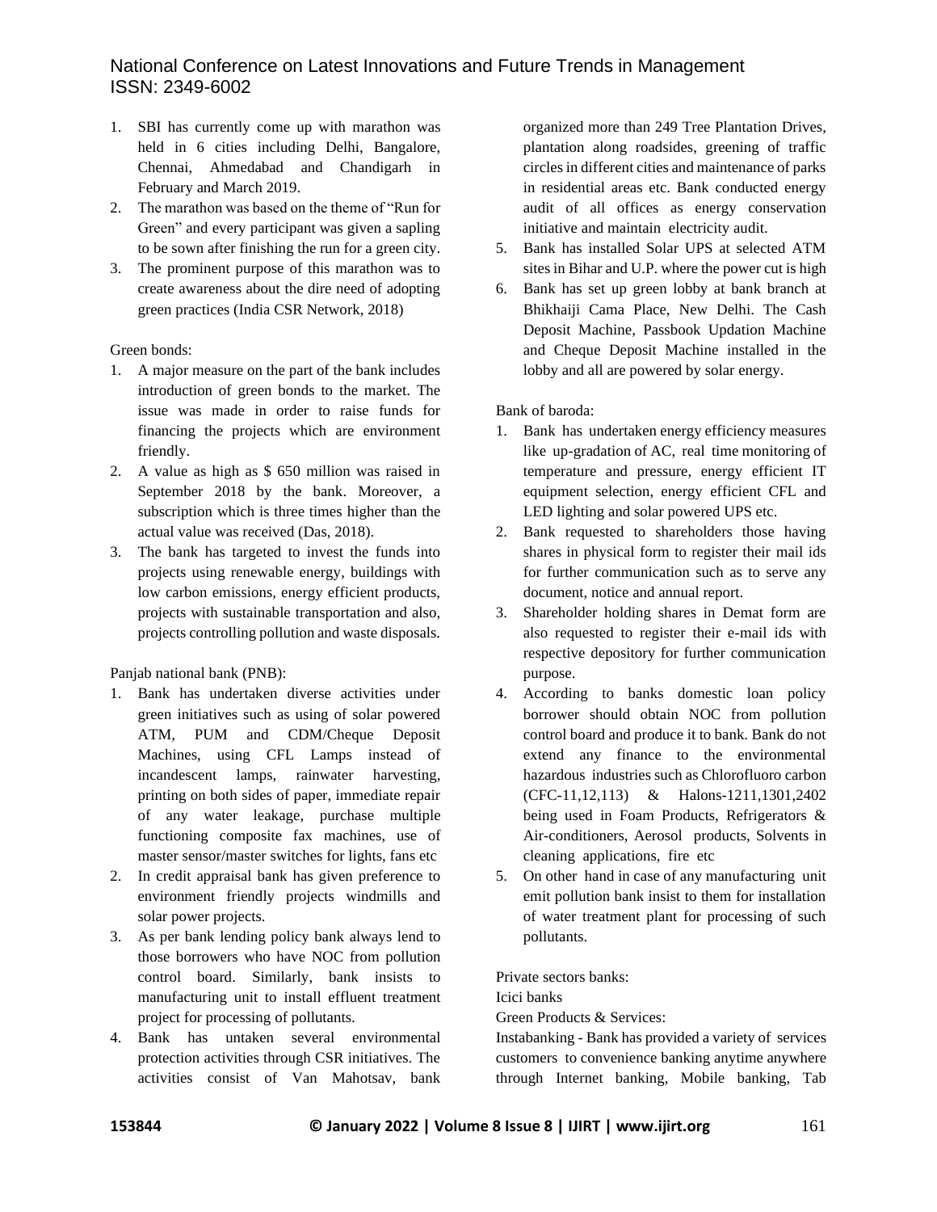1. SBI has currently come up with marathon was held in 6 cities including Delhi, Bangalore, Chennai, Ahmedabad and Chandigarh in February and March 2019.
2. The marathon was based on the theme of "Run for Green" and every participant was given a sapling to be sown after finishing the run for a green city.
3. The prominent purpose of this marathon was to create awareness about the dire need of adopting green practices (India CSR Network, 2018)

Green bonds:

1. A major measure on the part of the bank includes introduction of green bonds to the market. The issue was made in order to raise funds for financing the projects which are environment friendly.
2. A value as high as $ 650 million was raised in September 2018 by the bank. Moreover, a subscription which is three times higher than the actual value was received (Das, 2018).
3. The bank has targeted to invest the funds into projects using renewable energy, buildings with low carbon emissions, energy efficient products, projects with sustainable transportation and also, projects controlling pollution and waste disposals.

Panjab national bank (PNB):

1. Bank has undertaken diverse activities under green initiatives such as using of solar powered ATM, PUM and CDM/Cheque Deposit Machines, using CFL Lamps instead of incandescent lamps, rainwater harvesting, printing on both sides of paper, immediate repair of any water leakage, purchase multiple functioning composite fax machines, use of master sensor/master switches for lights, fans etc
2. In credit appraisal bank has given preference to environment friendly projects windmills and solar power projects.
3. As per bank lending policy bank always lend to those borrowers who have NOC from pollution control board. Similarly, bank insists to manufacturing unit to install effluent treatment project for processing of pollutants.
4. Bank has untaken several environmental protection activities through CSR initiatives. The activities consist of Van Mahotsav, bank organized more than 249 Tree Plantation Drives, plantation along roadsides, greening of traffic circles in different cities and maintenance of parks in residential areas etc. Bank conducted energy audit of all offices as energy conservation initiative and maintain electricity audit.
5. Bank has installed Solar UPS at selected ATM sites in Bihar and U.P. where the power cut is high
6. Bank has set up green lobby at bank branch at Bhikhaiji Cama Place, New Delhi. The Cash Deposit Machine, Passbook Updation Machine and Cheque Deposit Machine installed in the lobby and all are powered by solar energy.

Bank of baroda:

1. Bank has undertaken energy efficiency measures like up-gradation of AC, real time monitoring of temperature and pressure, energy efficient IT equipment selection, energy efficient CFL and LED lighting and solar powered UPS etc.
2. Bank requested to shareholders those having shares in physical form to register their mail ids for further communication such as to serve any document, notice and annual report.
3. Shareholder holding shares in Demat form are also requested to register their e-mail ids with respective depository for further communication purpose.
4. According to banks domestic loan policy borrower should obtain NOC from pollution control board and produce it to bank. Bank do not extend any finance to the environmental hazardous industries such as Chlorofluoro carbon (CFC-11,12,113) & Halons-1211,1301,2402 being used in Foam Products, Refrigerators & Air-conditioners, Aerosol products, Solvents in cleaning applications, fire etc
5. On other hand in case of any manufacturing unit emit pollution bank insist to them for installation of water treatment plant for processing of such pollutants.

Private sectors banks:

Icici banks

Green Products & Services:

Instabanking - Bank has provided a variety of services customers to convenience banking anytime anywhere through Internet banking, Mobile banking, Tab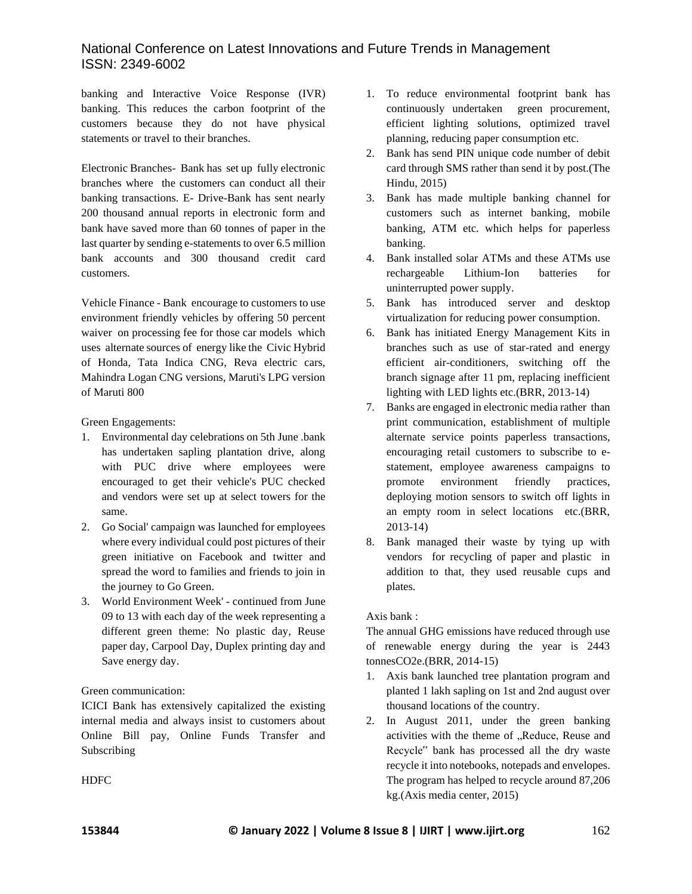banking and Interactive Voice Response (IVR) banking. This reduces the carbon footprint of the customers because they do not have physical statements or travel to their branches.

Electronic Branches- Bank has set up fully electronic branches where the customers can conduct all their banking transactions. E- Drive-Bank has sent nearly 200 thousand annual reports in electronic form and bank have saved more than 60 tonnes of paper in the last quarter by sending e-statements to over 6.5 million bank accounts and 300 thousand credit card customers.

Vehicle Finance - Bank encourage to customers to use environment friendly vehicles by offering 50 percent waiver on processing fee for those car models which uses alternate sources of energy like the Civic Hybrid of Honda, Tata Indica CNG, Reva electric cars, Mahindra Logan CNG versions, Maruti's LPG version of Maruti 800

Green Engagements:

1. Environmental day celebrations on 5th June .bank has undertaken sapling plantation drive, along with PUC drive where employees were encouraged to get their vehicle's PUC checked and vendors were set up at select towers for the same.
2. Go Social' campaign was launched for employees where every individual could post pictures of their green initiative on Facebook and twitter and spread the word to families and friends to join in the journey to Go Green.
3. World Environment Week' - continued from June 09 to 13 with each day of the week representing a different green theme: No plastic day, Reuse paper day, Carpool Day, Duplex printing day and Save energy day.

Green communication:

ICICI Bank has extensively capitalized the existing internal media and always insist to customers about Online Bill pay, Online Funds Transfer and Subscribing

HDFC

1. To reduce environmental footprint bank has continuously undertaken green procurement, efficient lighting solutions, optimized travel planning, reducing paper consumption etc.
2. Bank has send PIN unique code number of debit card through SMS rather than send it by post.(The Hindu, 2015)
3. Bank has made multiple banking channel for customers such as internet banking, mobile banking, ATM etc. which helps for paperless banking.
4. Bank installed solar ATMs and these ATMs use rechargeable Lithium-Ion batteries for uninterrupted power supply.
5. Bank has introduced server and desktop virtualization for reducing power consumption.
6. Bank has initiated Energy Management Kits in branches such as use of star-rated and energy efficient air-conditioners, switching off the branch signage after 11 pm, replacing inefficient lighting with LED lights etc.(BRR, 2013-14)
7. Banks are engaged in electronic media rather than print communication, establishment of multiple alternate service points paperless transactions, encouraging retail customers to subscribe to e-statement, employee awareness campaigns to promote environment friendly practices, deploying motion sensors to switch off lights in an empty room in select locations etc.(BRR, 2013-14)
8. Bank managed their waste by tying up with vendors for recycling of paper and plastic in addition to that, they used reusable cups and plates.

Axis bank :

The annual GHG emissions have reduced through use of renewable energy during the year is 2443 tonnesCO2e.(BRR, 2014-15)

1. Axis bank launched tree plantation program and planted 1 lakh sapling on 1st and 2nd august over thousand locations of the country.
2. In August 2011, under the green banking activities with the theme of „Reduce, Reuse and Recycle" bank has processed all the dry waste recycle it into notebooks, notepads and envelopes. The program has helped to recycle around 87,206 kg.(Axis media center, 2015)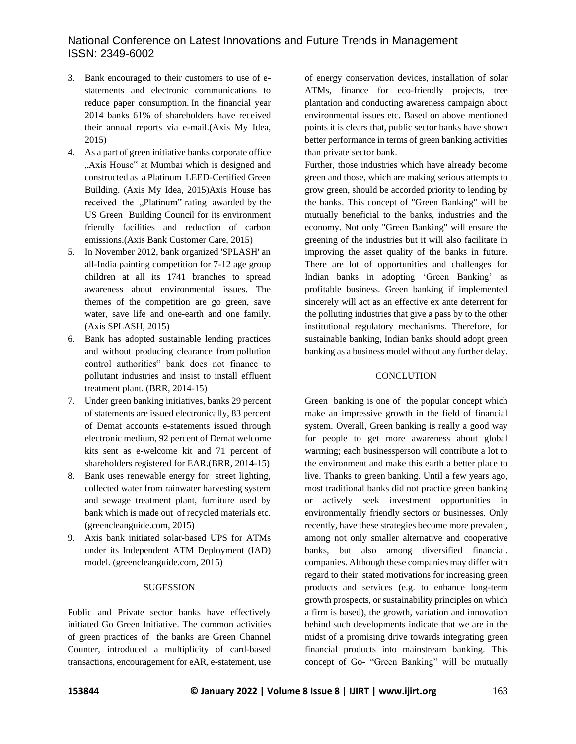3. Bank encouraged to their customers to use of e-statements and electronic communications to reduce paper consumption. In the financial year 2014 banks 61% of shareholders have received their annual reports via e-mail.(Axis My Idea, 2015)
4. As a part of green initiative banks corporate office „Axis House" at Mumbai which is designed and constructed as a Platinum LEED-Certified Green Building. (Axis My Idea, 2015)Axis House has received the „Platinum" rating awarded by the US Green Building Council for its environment friendly facilities and reduction of carbon emissions.(Axis Bank Customer Care, 2015)
5. In November 2012, bank organized 'SPLASH' an all-India painting competition for 7-12 age group children at all its 1741 branches to spread awareness about environmental issues. The themes of the competition are go green, save water, save life and one-earth and one family. (Axis SPLASH, 2015)
6. Bank has adopted sustainable lending practices and without producing clearance from pollution control authorities" bank does not finance to pollutant industries and insist to install effluent treatment plant. (BRR, 2014-15)
7. Under green banking initiatives, banks 29 percent of statements are issued electronically, 83 percent of Demat accounts e-statements issued through electronic medium, 92 percent of Demat welcome kits sent as e-welcome kit and 71 percent of shareholders registered for EAR.(BRR, 2014-15)
8. Bank uses renewable energy for street lighting, collected water from rainwater harvesting system and sewage treatment plant, furniture used by bank which is made out of recycled materials etc. (greencleanguide.com, 2015)
9. Axis bank initiated solar-based UPS for ATMs under its Independent ATM Deployment (IAD) model. (greencleanguide.com, 2015)

## SUGESSION

Public and Private sector banks have effectively initiated Go Green Initiative. The common activities of green practices of the banks are Green Channel Counter, introduced a multiplicity of card-based transactions, encouragement for eAR, e-statement, use of energy conservation devices, installation of solar ATMs, finance for eco-friendly projects, tree plantation and conducting awareness campaign about environmental issues etc. Based on above mentioned points it is clears that, public sector banks have shown better performance in terms of green banking activities than private sector bank.

Further, those industries which have already become green and those, which are making serious attempts to grow green, should be accorded priority to lending by the banks. This concept of "Green Banking" will be mutually beneficial to the banks, industries and the economy. Not only "Green Banking" will ensure the greening of the industries but it will also facilitate in improving the asset quality of the banks in future. There are lot of opportunities and challenges for Indian banks in adopting 'Green Banking' as profitable business. Green banking if implemented sincerely will act as an effective ex ante deterrent for the polluting industries that give a pass by to the other institutional regulatory mechanisms. Therefore, for sustainable banking, Indian banks should adopt green banking as a business model without any further delay.

## CONCLUTION

Green banking is one of the popular concept which make an impressive growth in the field of financial system. Overall, Green banking is really a good way for people to get more awareness about global warming; each businessperson will contribute a lot to the environment and make this earth a better place to live. Thanks to green banking. Until a few years ago, most traditional banks did not practice green banking or actively seek investment opportunities in environmentally friendly sectors or businesses. Only recently, have these strategies become more prevalent, among not only smaller alternative and cooperative banks, but also among diversified financial. companies. Although these companies may differ with regard to their stated motivations for increasing green products and services (e.g. to enhance long-term growth prospects, or sustainability principles on which a firm is based), the growth, variation and innovation behind such developments indicate that we are in the midst of a promising drive towards integrating green financial products into mainstream banking. This concept of Go- "Green Banking" will be mutually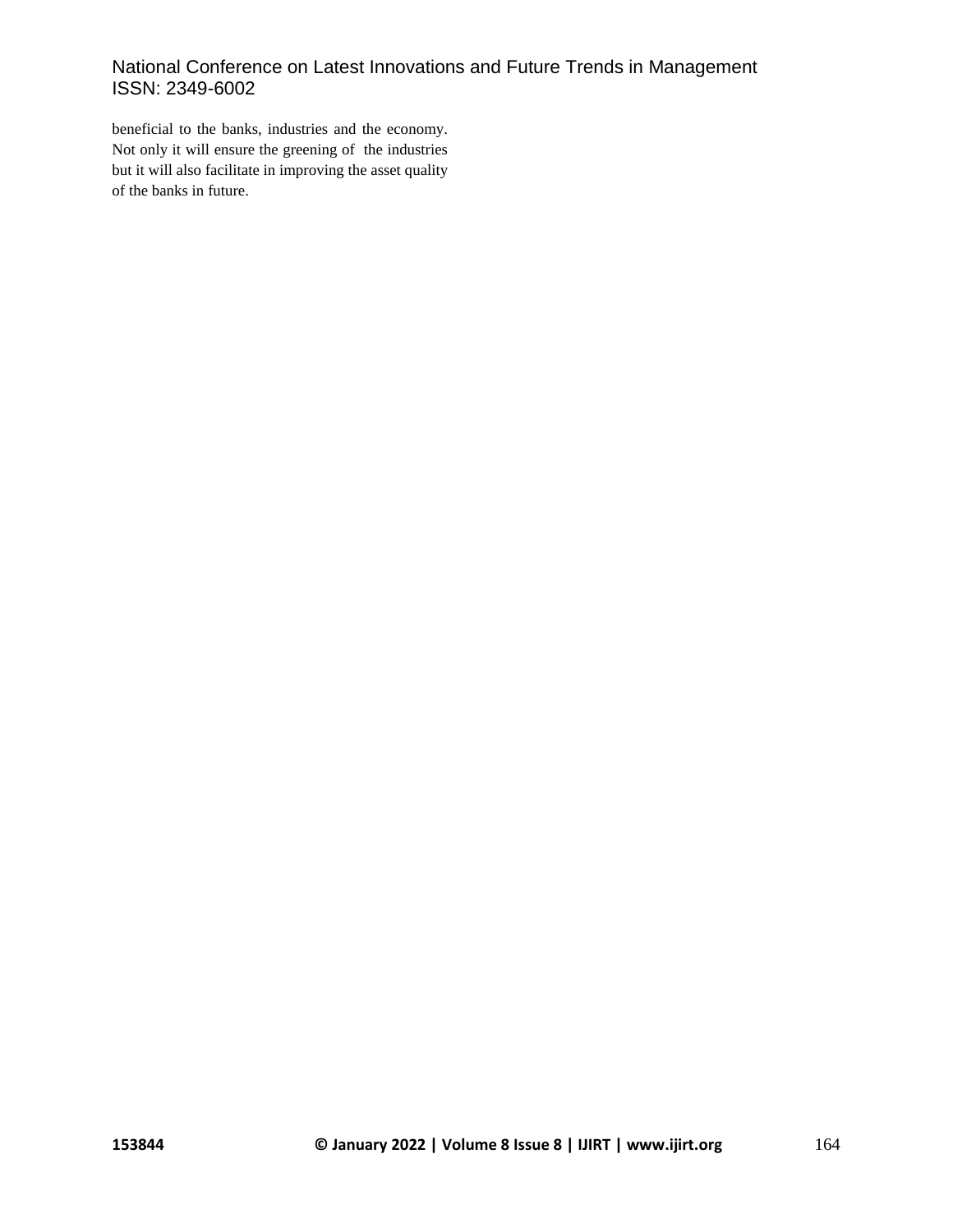beneficial to the banks, industries and the economy. Not only it will ensure the greening of the industries but it will also facilitate in improving the asset quality of the banks in future.